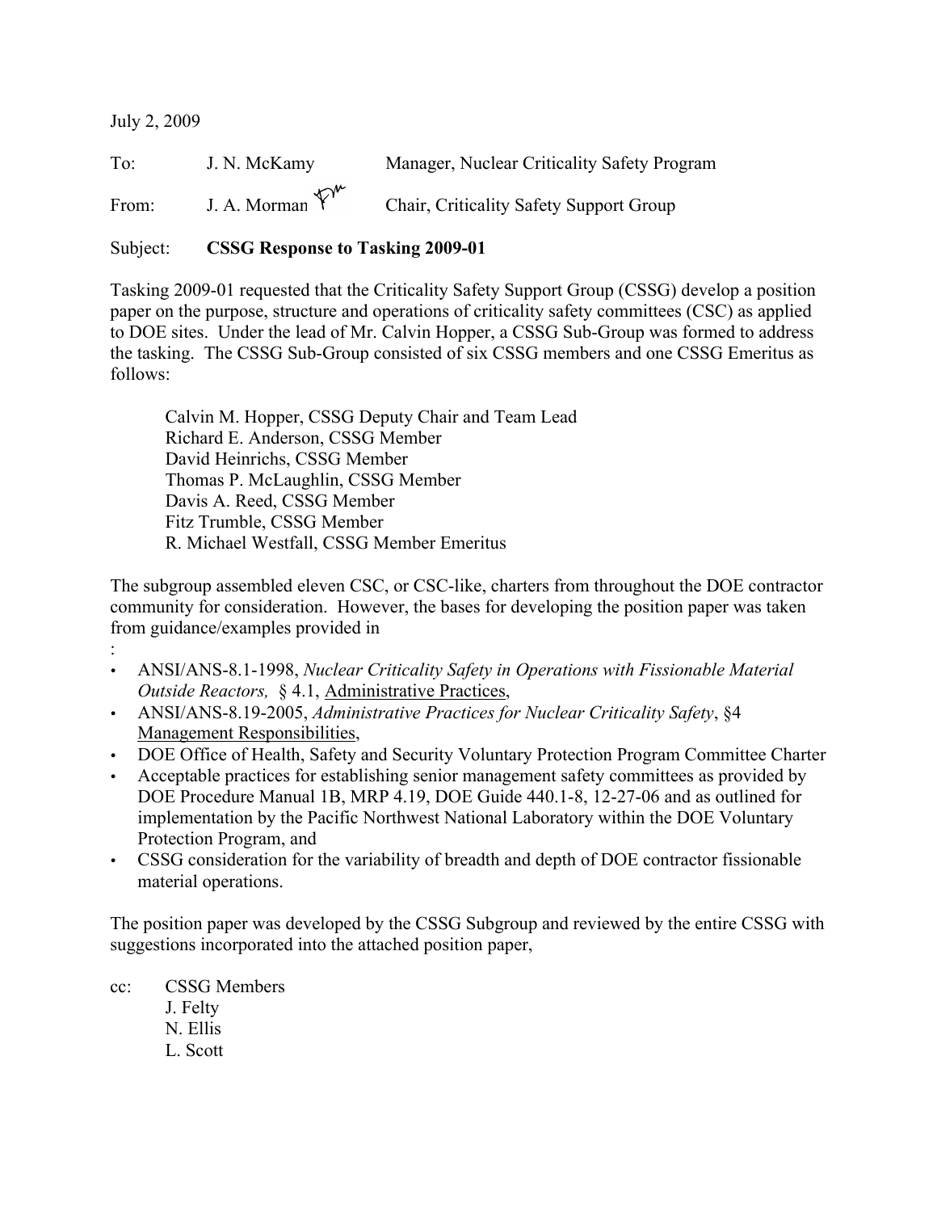July 2, 2009

To: J. N. McKamy Manager, Nuclear Criticality Safety Program

From: J. A. Morman Chair, Criticality Safety Support Group

Subject: **CSSG Response to Tasking 2009-01**

Tasking 2009-01 requested that the Criticality Safety Support Group (CSSG) develop a position paper on the purpose, structure and operations of criticality safety committees (CSC) as applied to DOE sites. Under the lead of Mr. Calvin Hopper, a CSSG Sub-Group was formed to address the tasking. The CSSG Sub-Group consisted of six CSSG members and one CSSG Emeritus as follows:

Calvin M. Hopper, CSSG Deputy Chair and Team Lead
Richard E. Anderson, CSSG Member
David Heinrichs, CSSG Member
Thomas P. McLaughlin, CSSG Member
Davis A. Reed, CSSG Member
Fitz Trumble, CSSG Member
R. Michael Westfall, CSSG Member Emeritus

The subgroup assembled eleven CSC, or CSC-like, charters from throughout the DOE contractor community for consideration. However, the bases for developing the position paper was taken from guidance/examples provided in
:

- ANSI/ANS-8.1-1998, *Nuclear Criticality Safety in Operations with Fissionable Material Outside Reactors,* § 4.1, Administrative Practices,
- ANSI/ANS-8.19-2005, *Administrative Practices for Nuclear Criticality Safety*, §4 Management Responsibilities,
- DOE Office of Health, Safety and Security Voluntary Protection Program Committee Charter
- Acceptable practices for establishing senior management safety committees as provided by DOE Procedure Manual 1B, MRP 4.19, DOE Guide 440.1-8, 12-27-06 and as outlined for implementation by the Pacific Northwest National Laboratory within the DOE Voluntary Protection Program, and
- CSSG consideration for the variability of breadth and depth of DOE contractor fissionable material operations.

The position paper was developed by the CSSG Subgroup and reviewed by the entire CSSG with suggestions incorporated into the attached position paper,

cc: CSSG Members
J. Felty
N. Ellis
L. Scott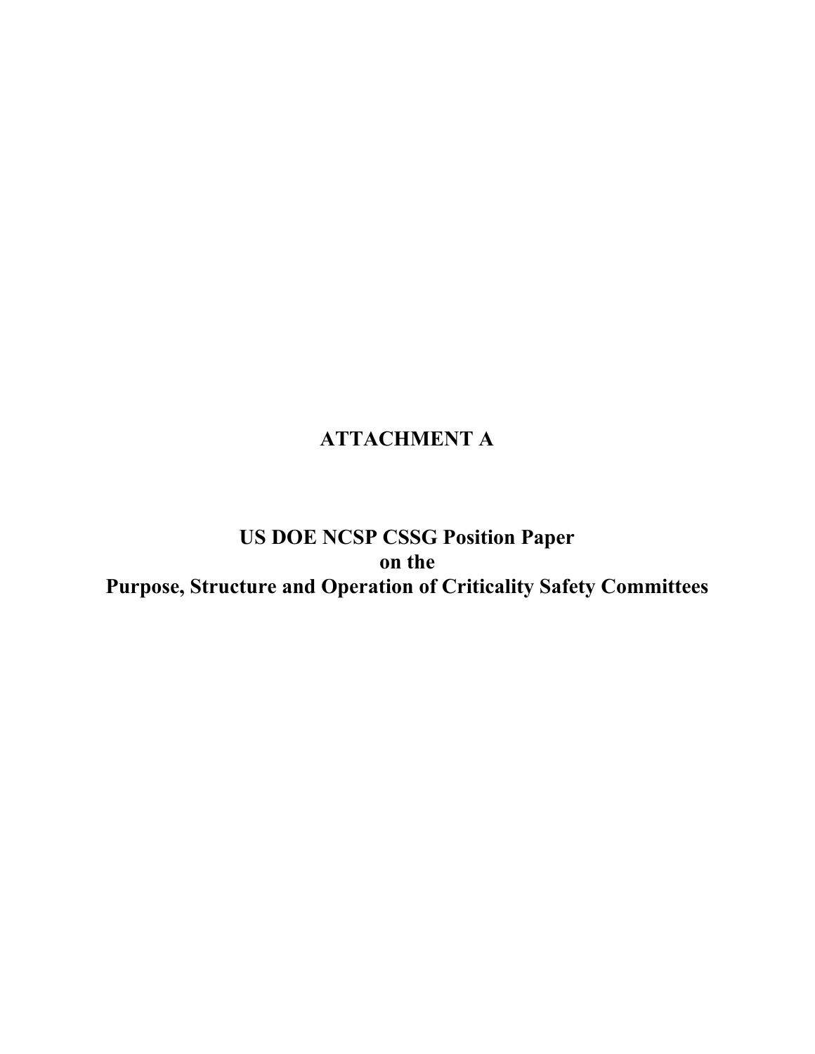# ATTACHMENT A

## US DOE NCSP CSSG Position Paper
## on the
## Purpose, Structure and Operation of Criticality Safety Committees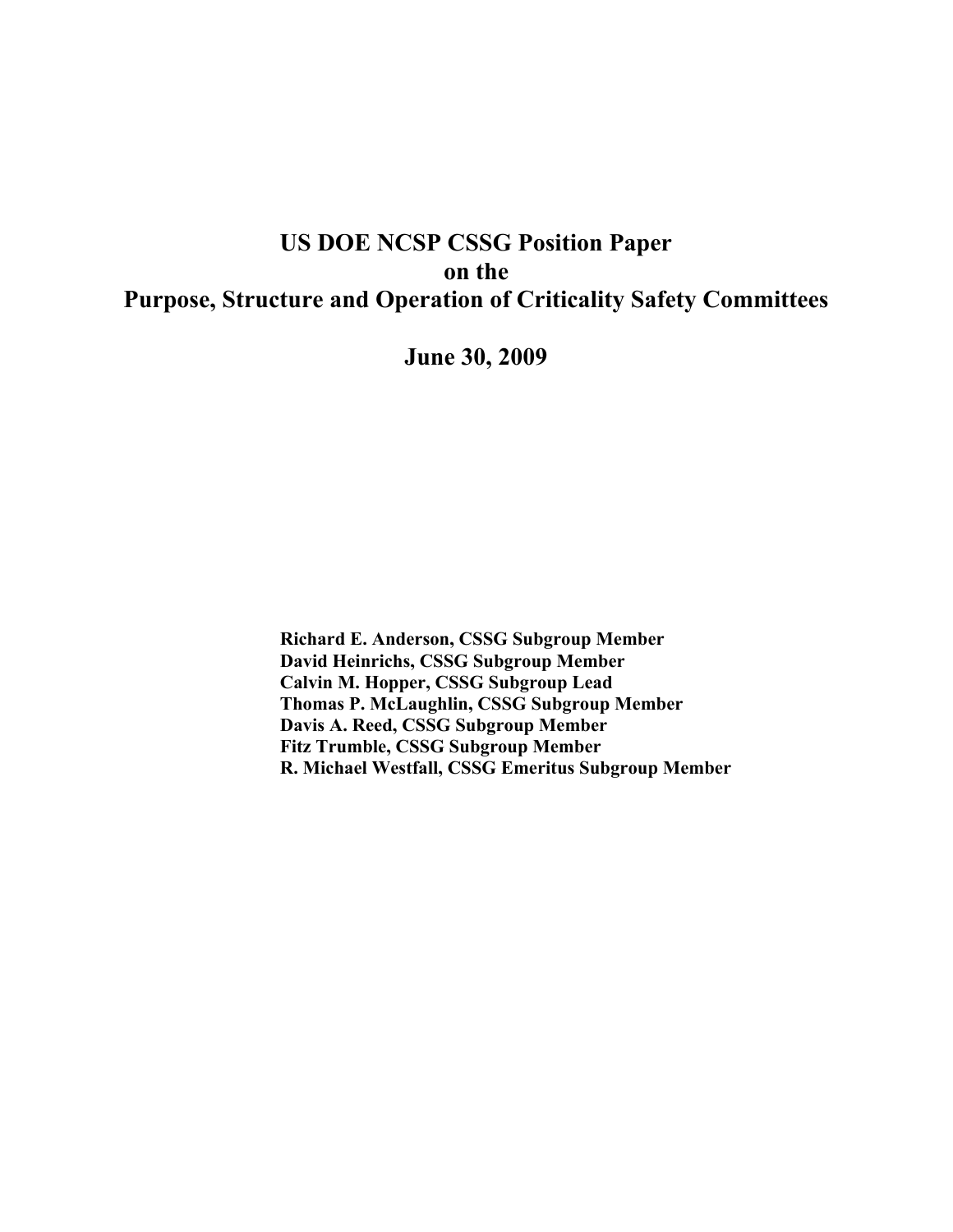# US DOE NCSP CSSG Position Paper on the Purpose, Structure and Operation of Criticality Safety Committees

**June 30, 2009**

**Richard E. Anderson, CSSG Subgroup Member**
**David Heinrichs, CSSG Subgroup Member**
**Calvin M. Hopper, CSSG Subgroup Lead**
**Thomas P. McLaughlin, CSSG Subgroup Member**
**Davis A. Reed, CSSG Subgroup Member**
**Fitz Trumble, CSSG Subgroup Member**
**R. Michael Westfall, CSSG Emeritus Subgroup Member**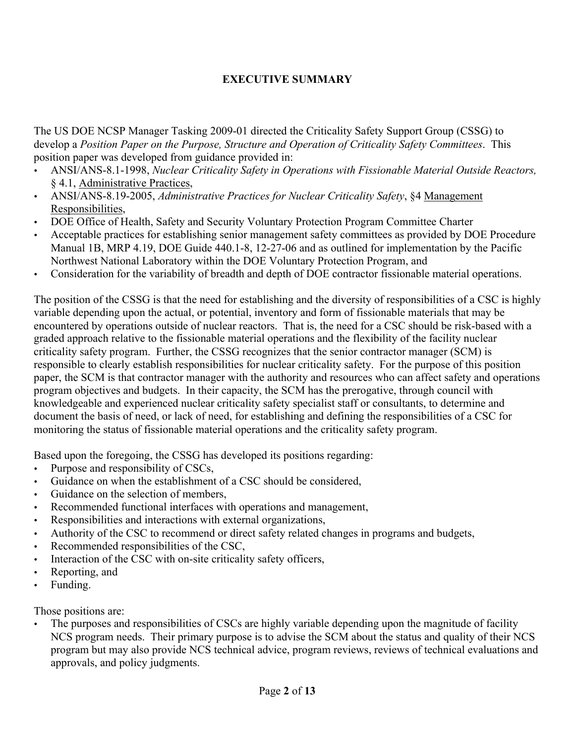## EXECUTIVE SUMMARY

The US DOE NCSP Manager Tasking 2009-01 directed the Criticality Safety Support Group (CSSG) to develop a *Position Paper on the Purpose, Structure and Operation of Criticality Safety Committees*. This position paper was developed from guidance provided in:

- ANSI/ANS-8.1-1998, *Nuclear Criticality Safety in Operations with Fissionable Material Outside Reactors,* § 4.1, Administrative Practices,
- ANSI/ANS-8.19-2005, *Administrative Practices for Nuclear Criticality Safety*, §4 Management Responsibilities,
- DOE Office of Health, Safety and Security Voluntary Protection Program Committee Charter
- Acceptable practices for establishing senior management safety committees as provided by DOE Procedure Manual 1B, MRP 4.19, DOE Guide 440.1-8, 12-27-06 and as outlined for implementation by the Pacific Northwest National Laboratory within the DOE Voluntary Protection Program, and
- Consideration for the variability of breadth and depth of DOE contractor fissionable material operations.

The position of the CSSG is that the need for establishing and the diversity of responsibilities of a CSC is highly variable depending upon the actual, or potential, inventory and form of fissionable materials that may be encountered by operations outside of nuclear reactors. That is, the need for a CSC should be risk-based with a graded approach relative to the fissionable material operations and the flexibility of the facility nuclear criticality safety program. Further, the CSSG recognizes that the senior contractor manager (SCM) is responsible to clearly establish responsibilities for nuclear criticality safety. For the purpose of this position paper, the SCM is that contractor manager with the authority and resources who can affect safety and operations program objectives and budgets. In their capacity, the SCM has the prerogative, through council with knowledgeable and experienced nuclear criticality safety specialist staff or consultants, to determine and document the basis of need, or lack of need, for establishing and defining the responsibilities of a CSC for monitoring the status of fissionable material operations and the criticality safety program.

Based upon the foregoing, the CSSG has developed its positions regarding:

- Purpose and responsibility of CSCs,
- Guidance on when the establishment of a CSC should be considered,
- Guidance on the selection of members,
- Recommended functional interfaces with operations and management,
- Responsibilities and interactions with external organizations,
- Authority of the CSC to recommend or direct safety related changes in programs and budgets,
- Recommended responsibilities of the CSC,
- Interaction of the CSC with on-site criticality safety officers,
- Reporting, and
- Funding.

Those positions are:

- The purposes and responsibilities of CSCs are highly variable depending upon the magnitude of facility NCS program needs. Their primary purpose is to advise the SCM about the status and quality of their NCS program but may also provide NCS technical advice, program reviews, reviews of technical evaluations and approvals, and policy judgments.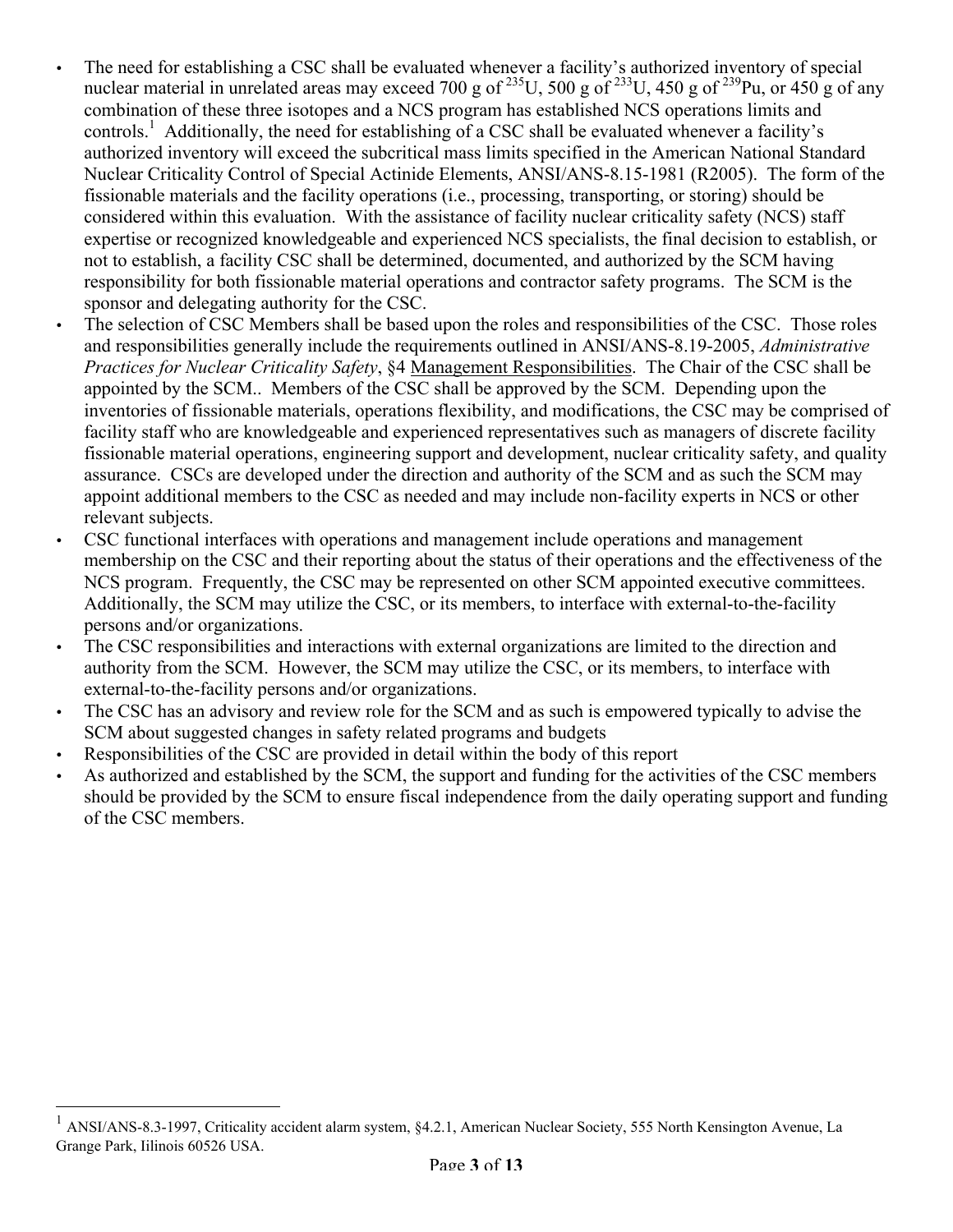- The need for establishing a CSC shall be evaluated whenever a facility's authorized inventory of special nuclear material in unrelated areas may exceed 700 g of $^{235}$U, 500 g of $^{233}$U, 450 g of $^{239}$Pu, or 450 g of any combination of these three isotopes and a NCS program has established NCS operations limits and controls.[1] Additionally, the need for establishing of a CSC shall be evaluated whenever a facility's authorized inventory will exceed the subcritical mass limits specified in the American National Standard Nuclear Criticality Control of Special Actinide Elements, ANSI/ANS-8.15-1981 (R2005). The form of the fissionable materials and the facility operations (i.e., processing, transporting, or storing) should be considered within this evaluation. With the assistance of facility nuclear criticality safety (NCS) staff expertise or recognized knowledgeable and experienced NCS specialists, the final decision to establish, or not to establish, a facility CSC shall be determined, documented, and authorized by the SCM having responsibility for both fissionable material operations and contractor safety programs. The SCM is the sponsor and delegating authority for the CSC.
- The selection of CSC Members shall be based upon the roles and responsibilities of the CSC. Those roles and responsibilities generally include the requirements outlined in ANSI/ANS-8.19-2005, *Administrative Practices for Nuclear Criticality Safety*, §4 Management Responsibilities. The Chair of the CSC shall be appointed by the SCM.. Members of the CSC shall be approved by the SCM. Depending upon the inventories of fissionable materials, operations flexibility, and modifications, the CSC may be comprised of facility staff who are knowledgeable and experienced representatives such as managers of discrete facility fissionable material operations, engineering support and development, nuclear criticality safety, and quality assurance. CSCs are developed under the direction and authority of the SCM and as such the SCM may appoint additional members to the CSC as needed and may include non-facility experts in NCS or other relevant subjects.
- CSC functional interfaces with operations and management include operations and management membership on the CSC and their reporting about the status of their operations and the effectiveness of the NCS program. Frequently, the CSC may be represented on other SCM appointed executive committees. Additionally, the SCM may utilize the CSC, or its members, to interface with external-to-the-facility persons and/or organizations.
- The CSC responsibilities and interactions with external organizations are limited to the direction and authority from the SCM. However, the SCM may utilize the CSC, or its members, to interface with external-to-the-facility persons and/or organizations.
- The CSC has an advisory and review role for the SCM and as such is empowered typically to advise the SCM about suggested changes in safety related programs and budgets
- Responsibilities of the CSC are provided in detail within the body of this report
- As authorized and established by the SCM, the support and funding for the activities of the CSC members should be provided by the SCM to ensure fiscal independence from the daily operating support and funding of the CSC members.

---

[1] ANSI/ANS-8.3-1997, Criticality accident alarm system, §4.2.1, American Nuclear Society, 555 North Kensington Avenue, La Grange Park, Iilinois 60526 USA.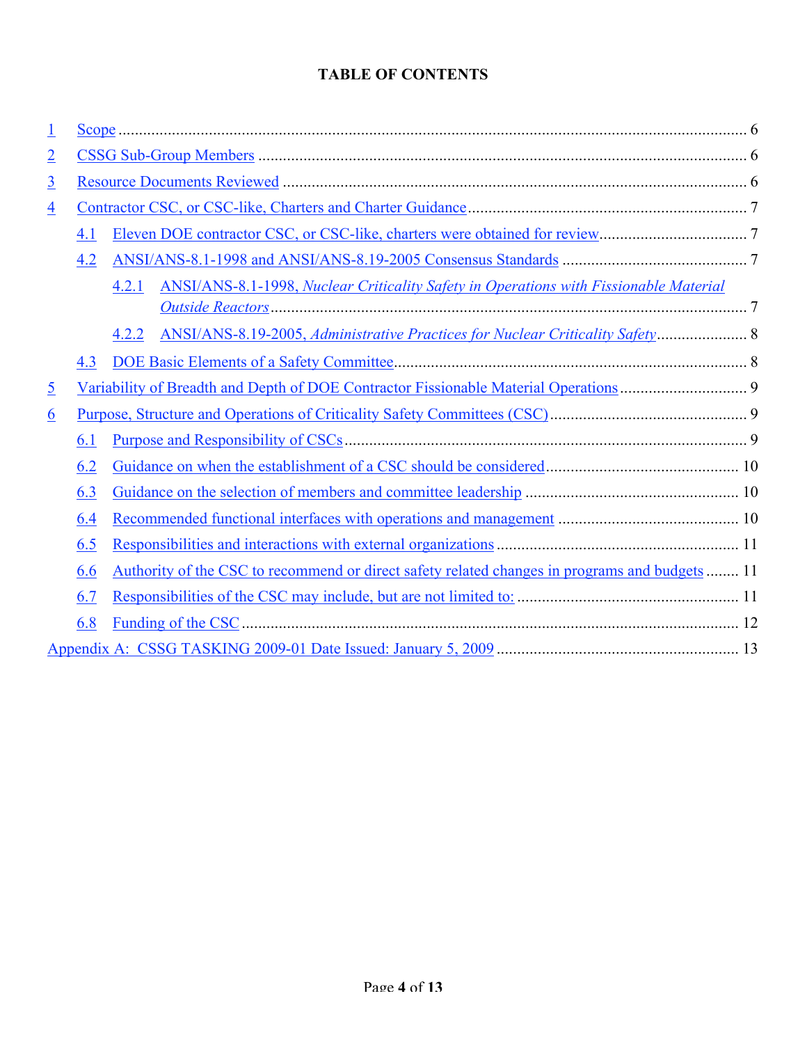**TABLE OF CONTENTS**

1 Scope ........................................................................................................................................ 6

2 CSSG Sub-Group Members ...................................................................................................... 6

3 Resource Documents Reviewed ................................................................................................ 6

4 Contractor CSC, or CSC-like, Charters and Charter Guidance ................................................... 7

- 4.1 Eleven DOE contractor CSC, or CSC-like, charters were obtained for review ..................... 7
- 4.2 ANSI/ANS-8.1-1998 and ANSI/ANS-8.19-2005 Consensus Standards ................................ 7
  - 4.2.1 ANSI/ANS-8.1-1998, *Nuclear Criticality Safety in Operations with Fissionable Material Outside Reactors* ..................................................................................................... 7
  - 4.2.2 ANSI/ANS-8.19-2005, *Administrative Practices for Nuclear Criticality Safety* ............ 8
- 4.3 DOE Basic Elements of a Safety Committee ...................................................................... 8

5 Variability of Breadth and Depth of DOE Contractor Fissionable Material Operations .............. 9

6 Purpose, Structure and Operations of Criticality Safety Committees (CSC) ............................... 9

- 6.1 Purpose and Responsibility of CSCs .................................................................................. 9
- 6.2 Guidance on when the establishment of a CSC should be considered ............................... 10
- 6.3 Guidance on the selection of members and committee leadership .................................... 10
- 6.4 Recommended functional interfaces with operations and management ............................ 10
- 6.5 Responsibilities and interactions with external organizations ........................................... 11
- 6.6 Authority of the CSC to recommend or direct safety related changes in programs and budgets ........ 11
- 6.7 Responsibilities of the CSC may include, but are not limited to: ........................................ 11
- 6.8 Funding of the CSC ......................................................................................................... 12

Appendix A: CSSG TASKING 2009-01 Date Issued: January 5, 2009 ........................................... 13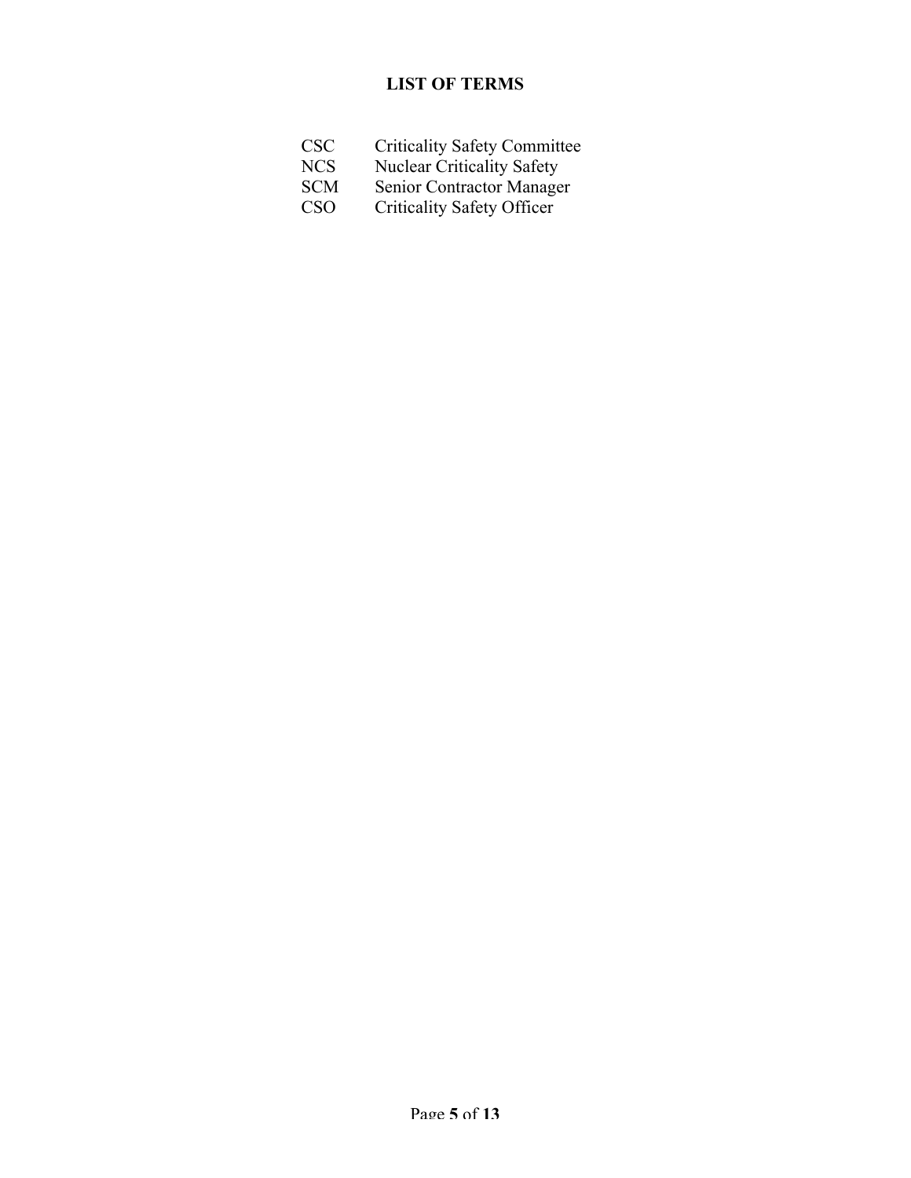# LIST OF TERMS

| | |
|---|---|
| CSC | Criticality Safety Committee |
| NCS | Nuclear Criticality Safety |
| SCM | Senior Contractor Manager |
| CSO | Criticality Safety Officer |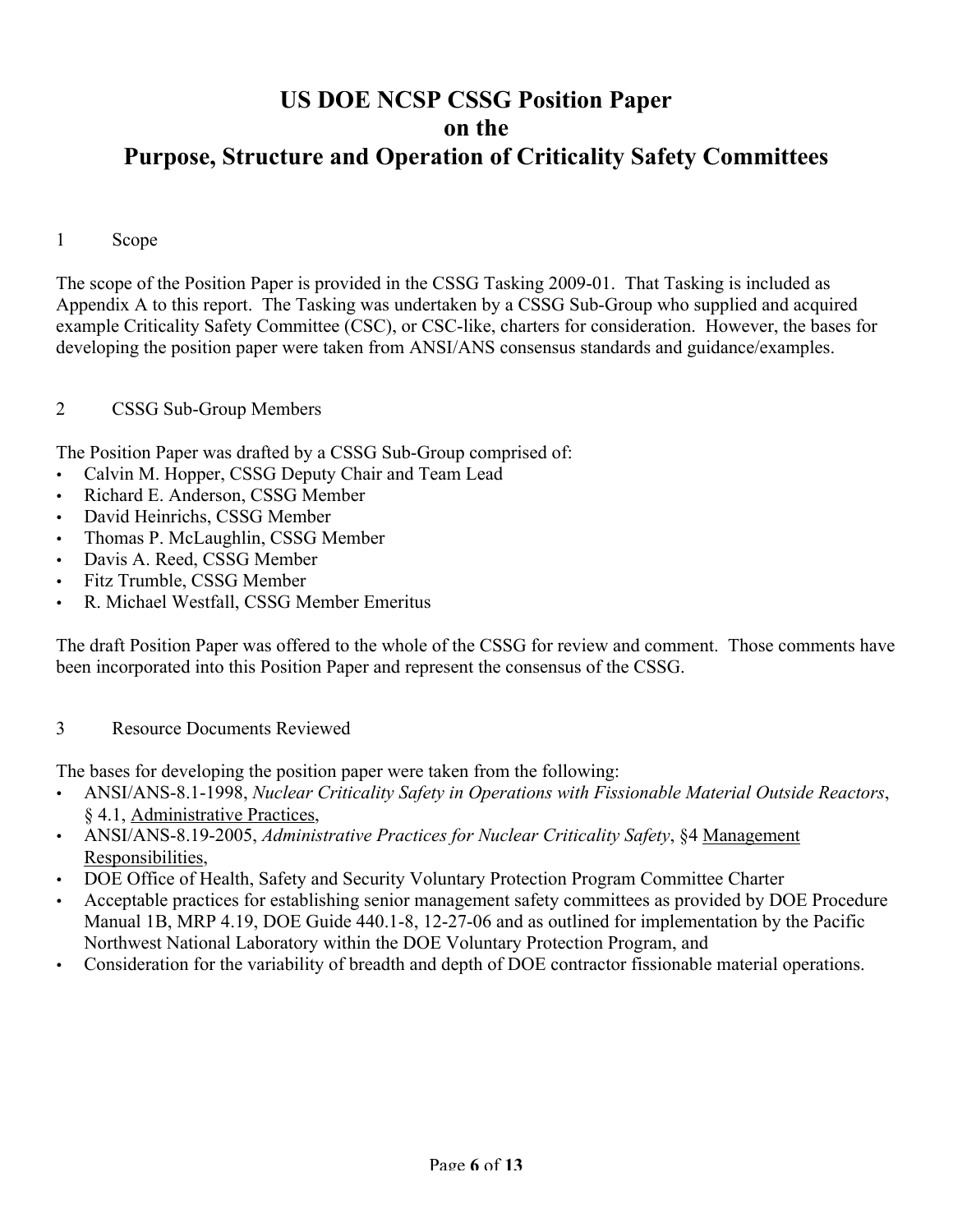# US DOE NCSP CSSG Position Paper on the Purpose, Structure and Operation of Criticality Safety Committees

## 1 Scope

The scope of the Position Paper is provided in the CSSG Tasking 2009-01. That Tasking is included as Appendix A to this report. The Tasking was undertaken by a CSSG Sub-Group who supplied and acquired example Criticality Safety Committee (CSC), or CSC-like, charters for consideration. However, the bases for developing the position paper were taken from ANSI/ANS consensus standards and guidance/examples.

## 2 CSSG Sub-Group Members

The Position Paper was drafted by a CSSG Sub-Group comprised of:

- Calvin M. Hopper, CSSG Deputy Chair and Team Lead
- Richard E. Anderson, CSSG Member
- David Heinrichs, CSSG Member
- Thomas P. McLaughlin, CSSG Member
- Davis A. Reed, CSSG Member
- Fitz Trumble, CSSG Member
- R. Michael Westfall, CSSG Member Emeritus

The draft Position Paper was offered to the whole of the CSSG for review and comment. Those comments have been incorporated into this Position Paper and represent the consensus of the CSSG.

## 3 Resource Documents Reviewed

The bases for developing the position paper were taken from the following:

- ANSI/ANS-8.1-1998, *Nuclear Criticality Safety in Operations with Fissionable Material Outside Reactors*, § 4.1, Administrative Practices,
- ANSI/ANS-8.19-2005, *Administrative Practices for Nuclear Criticality Safety*, §4 Management Responsibilities,
- DOE Office of Health, Safety and Security Voluntary Protection Program Committee Charter
- Acceptable practices for establishing senior management safety committees as provided by DOE Procedure Manual 1B, MRP 4.19, DOE Guide 440.1-8, 12-27-06 and as outlined for implementation by the Pacific Northwest National Laboratory within the DOE Voluntary Protection Program, and
- Consideration for the variability of breadth and depth of DOE contractor fissionable material operations.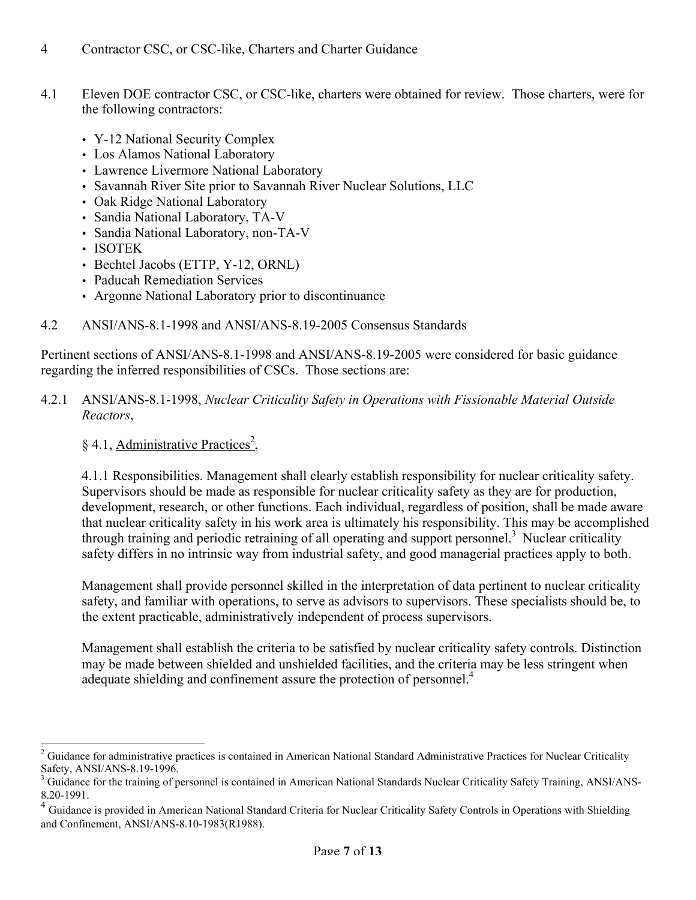## 4 Contractor CSC, or CSC-like, Charters and Charter Guidance

4.1 Eleven DOE contractor CSC, or CSC-like, charters were obtained for review. Those charters, were for the following contractors:

- Y-12 National Security Complex
- Los Alamos National Laboratory
- Lawrence Livermore National Laboratory
- Savannah River Site prior to Savannah River Nuclear Solutions, LLC
- Oak Ridge National Laboratory
- Sandia National Laboratory, TA-V
- Sandia National Laboratory, non-TA-V
- ISOTEK
- Bechtel Jacobs (ETTP, Y-12, ORNL)
- Paducah Remediation Services
- Argonne National Laboratory prior to discontinuance

### 4.2 ANSI/ANS-8.1-1998 and ANSI/ANS-8.19-2005 Consensus Standards

Pertinent sections of ANSI/ANS-8.1-1998 and ANSI/ANS-8.19-2005 were considered for basic guidance regarding the inferred responsibilities of CSCs. Those sections are:

4.2.1 ANSI/ANS-8.1-1998, *Nuclear Criticality Safety in Operations with Fissionable Material Outside Reactors*,

§ 4.1, Administrative Practices[2],

4.1.1 Responsibilities. Management shall clearly establish responsibility for nuclear criticality safety. Supervisors should be made as responsible for nuclear criticality safety as they are for production, development, research, or other functions. Each individual, regardless of position, shall be made aware that nuclear criticality safety in his work area is ultimately his responsibility. This may be accomplished through training and periodic retraining of all operating and support personnel.[3] Nuclear criticality safety differs in no intrinsic way from industrial safety, and good managerial practices apply to both.

Management shall provide personnel skilled in the interpretation of data pertinent to nuclear criticality safety, and familiar with operations, to serve as advisors to supervisors. These specialists should be, to the extent practicable, administratively independent of process supervisors.

Management shall establish the criteria to be satisfied by nuclear criticality safety controls. Distinction may be made between shielded and unshielded facilities, and the criteria may be less stringent when adequate shielding and confinement assure the protection of personnel.[4]

---

[2] Guidance for administrative practices is contained in American National Standard Administrative Practices for Nuclear Criticality Safety, ANSI/ANS-8.19-1996.

[3] Guidance for the training of personnel is contained in American National Standards Nuclear Criticality Safety Training, ANSI/ANS-8.20-1991.

[4] Guidance is provided in American National Standard Criteria for Nuclear Criticality Safety Controls in Operations with Shielding and Confinement, ANSI/ANS-8.10-1983(R1988).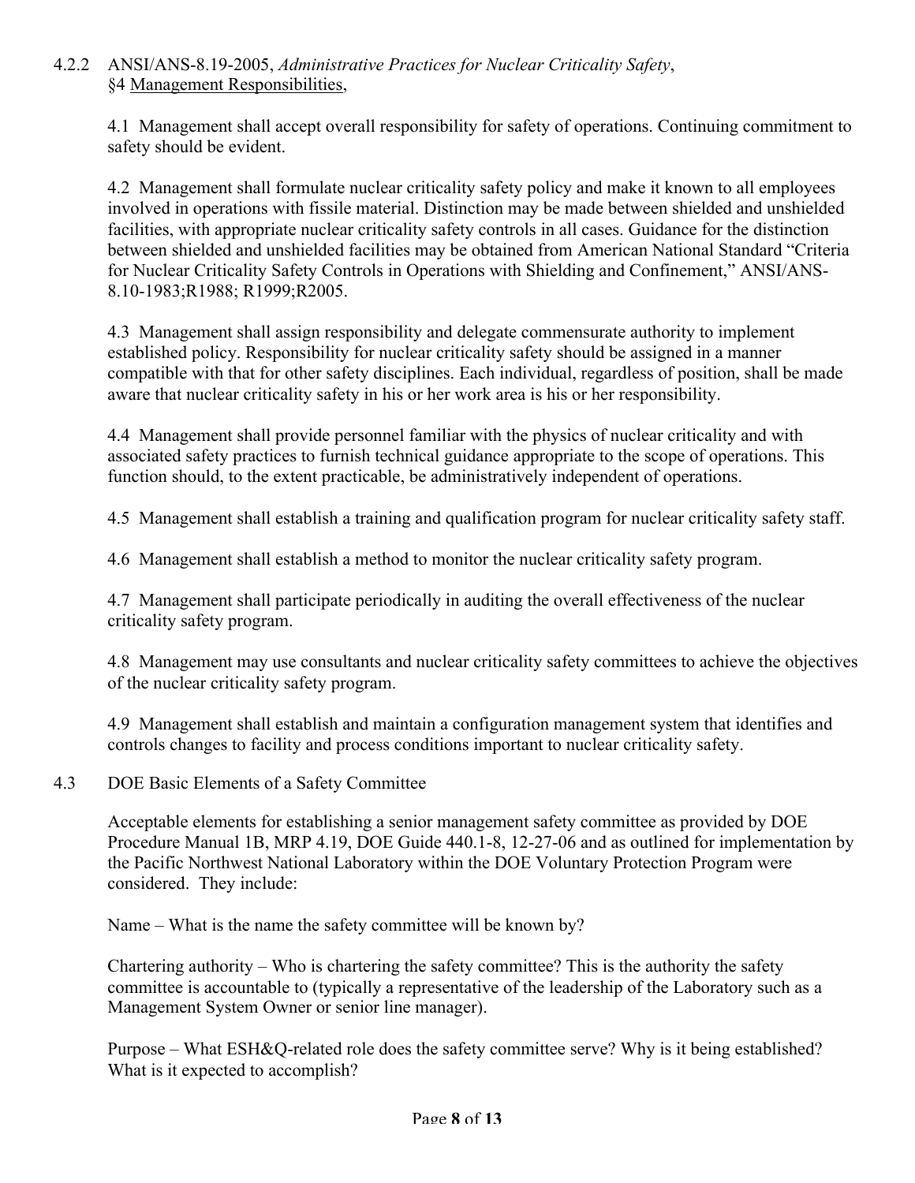### 4.2.2 ANSI/ANS-8.19-2005, *Administrative Practices for Nuclear Criticality Safety*, §4 Management Responsibilities,

4.1 Management shall accept overall responsibility for safety of operations. Continuing commitment to safety should be evident.

4.2 Management shall formulate nuclear criticality safety policy and make it known to all employees involved in operations with fissile material. Distinction may be made between shielded and unshielded facilities, with appropriate nuclear criticality safety controls in all cases. Guidance for the distinction between shielded and unshielded facilities may be obtained from American National Standard "Criteria for Nuclear Criticality Safety Controls in Operations with Shielding and Confinement," ANSI/ANS-8.10-1983;R1988; R1999;R2005.

4.3 Management shall assign responsibility and delegate commensurate authority to implement established policy. Responsibility for nuclear criticality safety should be assigned in a manner compatible with that for other safety disciplines. Each individual, regardless of position, shall be made aware that nuclear criticality safety in his or her work area is his or her responsibility.

4.4 Management shall provide personnel familiar with the physics of nuclear criticality and with associated safety practices to furnish technical guidance appropriate to the scope of operations. This function should, to the extent practicable, be administratively independent of operations.

4.5 Management shall establish a training and qualification program for nuclear criticality safety staff.

4.6 Management shall establish a method to monitor the nuclear criticality safety program.

4.7 Management shall participate periodically in auditing the overall effectiveness of the nuclear criticality safety program.

4.8 Management may use consultants and nuclear criticality safety committees to achieve the objectives of the nuclear criticality safety program.

4.9 Management shall establish and maintain a configuration management system that identifies and controls changes to facility and process conditions important to nuclear criticality safety.

## 4.3 DOE Basic Elements of a Safety Committee

Acceptable elements for establishing a senior management safety committee as provided by DOE Procedure Manual 1B, MRP 4.19, DOE Guide 440.1-8, 12-27-06 and as outlined for implementation by the Pacific Northwest National Laboratory within the DOE Voluntary Protection Program were considered. They include:

Name – What is the name the safety committee will be known by?

Chartering authority – Who is chartering the safety committee? This is the authority the safety committee is accountable to (typically a representative of the leadership of the Laboratory such as a Management System Owner or senior line manager).

Purpose – What ESH&Q-related role does the safety committee serve? Why is it being established? What is it expected to accomplish?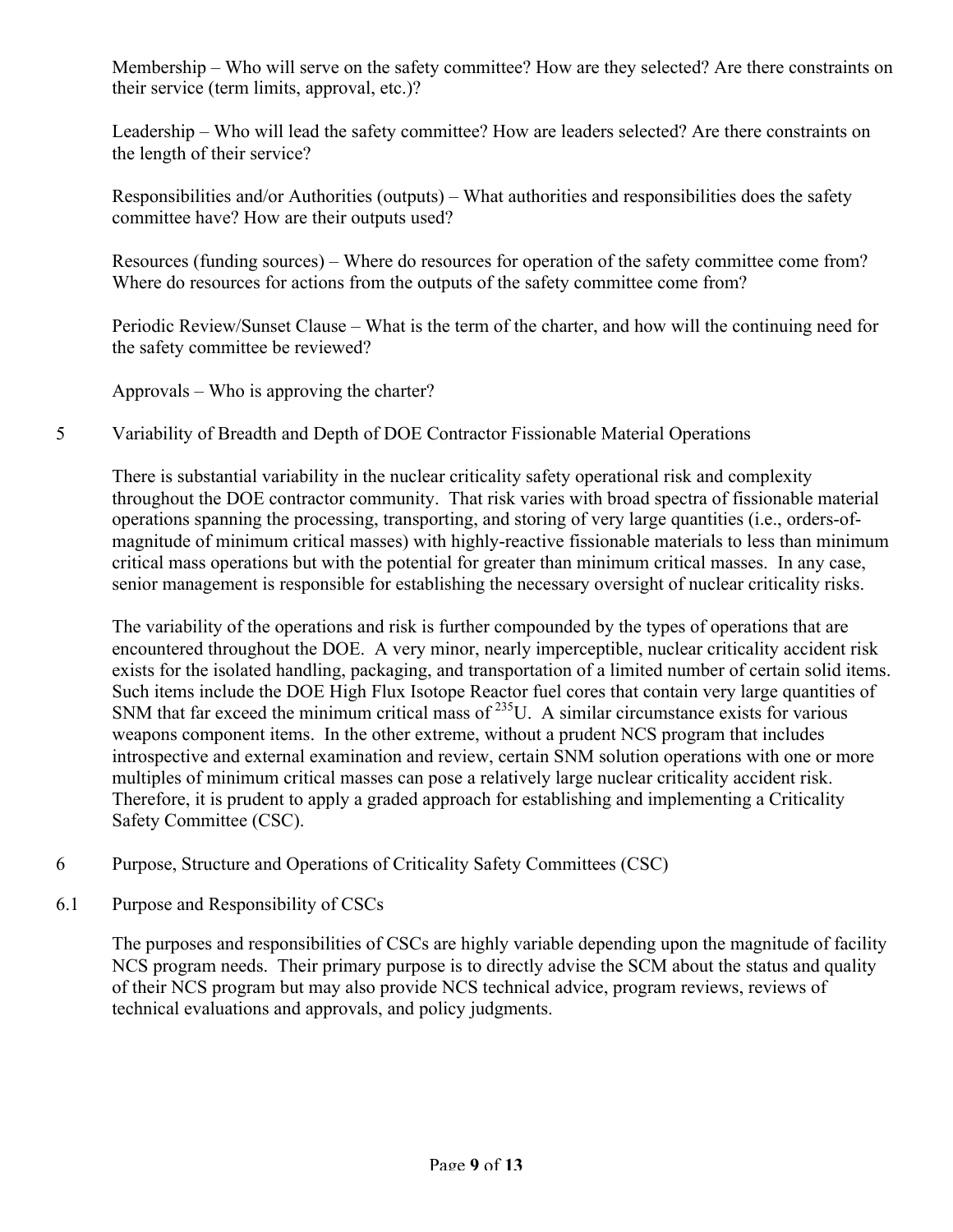Membership – Who will serve on the safety committee? How are they selected? Are there constraints on their service (term limits, approval, etc.)?

Leadership – Who will lead the safety committee? How are leaders selected? Are there constraints on the length of their service?

Responsibilities and/or Authorities (outputs) – What authorities and responsibilities does the safety committee have? How are their outputs used?

Resources (funding sources) – Where do resources for operation of the safety committee come from? Where do resources for actions from the outputs of the safety committee come from?

Periodic Review/Sunset Clause – What is the term of the charter, and how will the continuing need for the safety committee be reviewed?

Approvals – Who is approving the charter?

## 5 Variability of Breadth and Depth of DOE Contractor Fissionable Material Operations

There is substantial variability in the nuclear criticality safety operational risk and complexity throughout the DOE contractor community. That risk varies with broad spectra of fissionable material operations spanning the processing, transporting, and storing of very large quantities (i.e., orders-of-magnitude of minimum critical masses) with highly-reactive fissionable materials to less than minimum critical mass operations but with the potential for greater than minimum critical masses. In any case, senior management is responsible for establishing the necessary oversight of nuclear criticality risks.

The variability of the operations and risk is further compounded by the types of operations that are encountered throughout the DOE. A very minor, nearly imperceptible, nuclear criticality accident risk exists for the isolated handling, packaging, and transportation of a limited number of certain solid items. Such items include the DOE High Flux Isotope Reactor fuel cores that contain very large quantities of SNM that far exceed the minimum critical mass of $^{235}U$. A similar circumstance exists for various weapons component items. In the other extreme, without a prudent NCS program that includes introspective and external examination and review, certain SNM solution operations with one or more multiples of minimum critical masses can pose a relatively large nuclear criticality accident risk. Therefore, it is prudent to apply a graded approach for establishing and implementing a Criticality Safety Committee (CSC).

## 6 Purpose, Structure and Operations of Criticality Safety Committees (CSC)

### 6.1 Purpose and Responsibility of CSCs

The purposes and responsibilities of CSCs are highly variable depending upon the magnitude of facility NCS program needs. Their primary purpose is to directly advise the SCM about the status and quality of their NCS program but may also provide NCS technical advice, program reviews, reviews of technical evaluations and approvals, and policy judgments.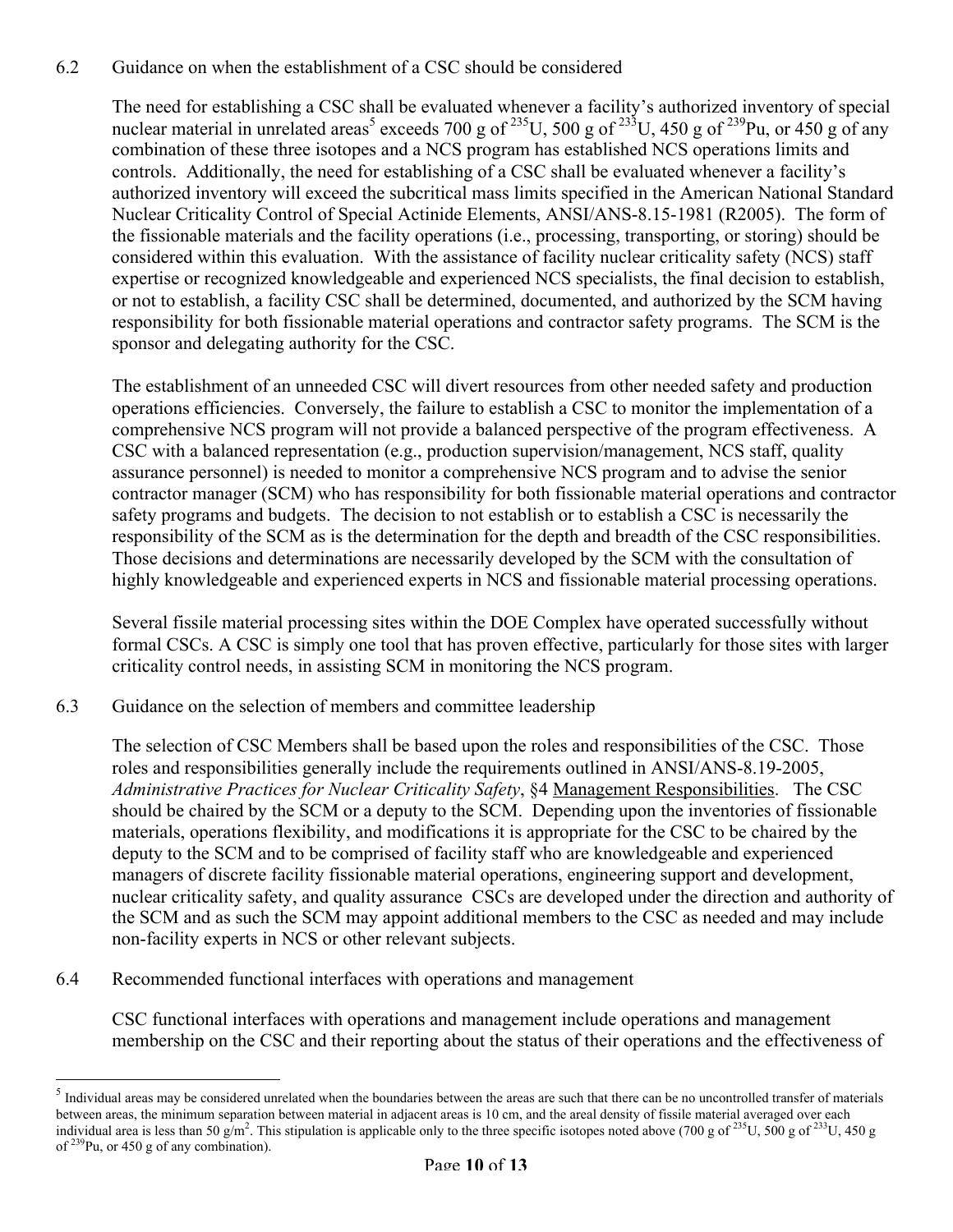### 6.2 Guidance on when the establishment of a CSC should be considered

The need for establishing a CSC shall be evaluated whenever a facility's authorized inventory of special nuclear material in unrelated areas[5] exceeds 700 g of $^{235}$U, 500 g of $^{233}$U, 450 g of $^{239}$Pu, or 450 g of any combination of these three isotopes and a NCS program has established NCS operations limits and controls. Additionally, the need for establishing of a CSC shall be evaluated whenever a facility's authorized inventory will exceed the subcritical mass limits specified in the American National Standard Nuclear Criticality Control of Special Actinide Elements, ANSI/ANS-8.15-1981 (R2005). The form of the fissionable materials and the facility operations (i.e., processing, transporting, or storing) should be considered within this evaluation. With the assistance of facility nuclear criticality safety (NCS) staff expertise or recognized knowledgeable and experienced NCS specialists, the final decision to establish, or not to establish, a facility CSC shall be determined, documented, and authorized by the SCM having responsibility for both fissionable material operations and contractor safety programs. The SCM is the sponsor and delegating authority for the CSC.

The establishment of an unneeded CSC will divert resources from other needed safety and production operations efficiencies. Conversely, the failure to establish a CSC to monitor the implementation of a comprehensive NCS program will not provide a balanced perspective of the program effectiveness. A CSC with a balanced representation (e.g., production supervision/management, NCS staff, quality assurance personnel) is needed to monitor a comprehensive NCS program and to advise the senior contractor manager (SCM) who has responsibility for both fissionable material operations and contractor safety programs and budgets. The decision to not establish or to establish a CSC is necessarily the responsibility of the SCM as is the determination for the depth and breadth of the CSC responsibilities. Those decisions and determinations are necessarily developed by the SCM with the consultation of highly knowledgeable and experienced experts in NCS and fissionable material processing operations.

Several fissile material processing sites within the DOE Complex have operated successfully without formal CSCs. A CSC is simply one tool that has proven effective, particularly for those sites with larger criticality control needs, in assisting SCM in monitoring the NCS program.

### 6.3 Guidance on the selection of members and committee leadership

The selection of CSC Members shall be based upon the roles and responsibilities of the CSC. Those roles and responsibilities generally include the requirements outlined in ANSI/ANS-8.19-2005, *Administrative Practices for Nuclear Criticality Safety*, §4 Management Responsibilities. The CSC should be chaired by the SCM or a deputy to the SCM. Depending upon the inventories of fissionable materials, operations flexibility, and modifications it is appropriate for the CSC to be chaired by the deputy to the SCM and to be comprised of facility staff who are knowledgeable and experienced managers of discrete facility fissionable material operations, engineering support and development, nuclear criticality safety, and quality assurance CSCs are developed under the direction and authority of the SCM and as such the SCM may appoint additional members to the CSC as needed and may include non-facility experts in NCS or other relevant subjects.

### 6.4 Recommended functional interfaces with operations and management

CSC functional interfaces with operations and management include operations and management membership on the CSC and their reporting about the status of their operations and the effectiveness of

---

[5] Individual areas may be considered unrelated when the boundaries between the areas are such that there can be no uncontrolled transfer of materials between areas, the minimum separation between material in adjacent areas is 10 cm, and the areal density of fissile material averaged over each individual area is less than 50 g/m$^2$. This stipulation is applicable only to the three specific isotopes noted above (700 g of $^{235}$U, 500 g of $^{233}$U, 450 g of $^{239}$Pu, or 450 g of any combination).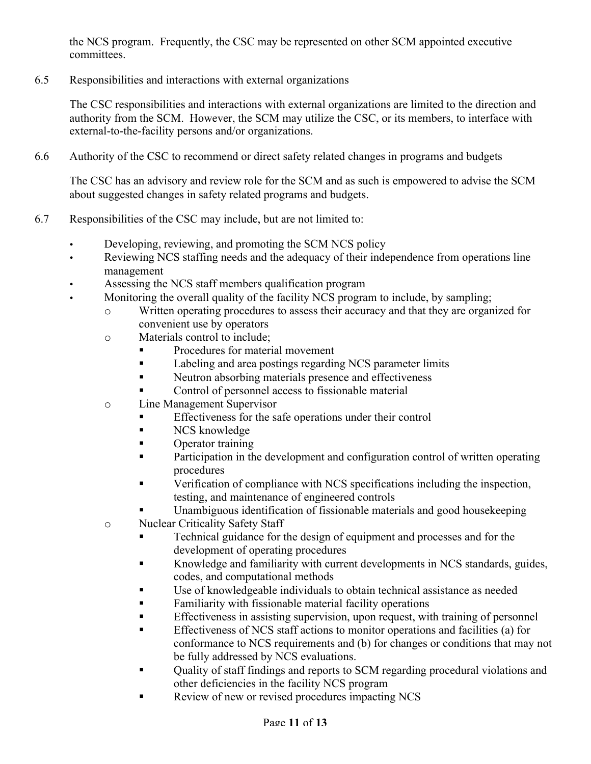the NCS program. Frequently, the CSC may be represented on other SCM appointed executive committees.

6.5 Responsibilities and interactions with external organizations

The CSC responsibilities and interactions with external organizations are limited to the direction and authority from the SCM. However, the SCM may utilize the CSC, or its members, to interface with external-to-the-facility persons and/or organizations.

6.6 Authority of the CSC to recommend or direct safety related changes in programs and budgets

The CSC has an advisory and review role for the SCM and as such is empowered to advise the SCM about suggested changes in safety related programs and budgets.

6.7 Responsibilities of the CSC may include, but are not limited to:

- Developing, reviewing, and promoting the SCM NCS policy
- Reviewing NCS staffing needs and the adequacy of their independence from operations line management
- Assessing the NCS staff members qualification program
- Monitoring the overall quality of the facility NCS program to include, by sampling;
  - Written operating procedures to assess their accuracy and that they are organized for convenient use by operators
  - Materials control to include;
    - Procedures for material movement
    - Labeling and area postings regarding NCS parameter limits
    - Neutron absorbing materials presence and effectiveness
    - Control of personnel access to fissionable material
  - Line Management Supervisor
    - Effectiveness for the safe operations under their control
    - NCS knowledge
    - Operator training
    - Participation in the development and configuration control of written operating procedures
    - Verification of compliance with NCS specifications including the inspection, testing, and maintenance of engineered controls
    - Unambiguous identification of fissionable materials and good housekeeping
  - Nuclear Criticality Safety Staff
    - Technical guidance for the design of equipment and processes and for the development of operating procedures
    - Knowledge and familiarity with current developments in NCS standards, guides, codes, and computational methods
    - Use of knowledgeable individuals to obtain technical assistance as needed
    - Familiarity with fissionable material facility operations
    - Effectiveness in assisting supervision, upon request, with training of personnel
    - Effectiveness of NCS staff actions to monitor operations and facilities (a) for conformance to NCS requirements and (b) for changes or conditions that may not be fully addressed by NCS evaluations.
    - Quality of staff findings and reports to SCM regarding procedural violations and other deficiencies in the facility NCS program
    - Review of new or revised procedures impacting NCS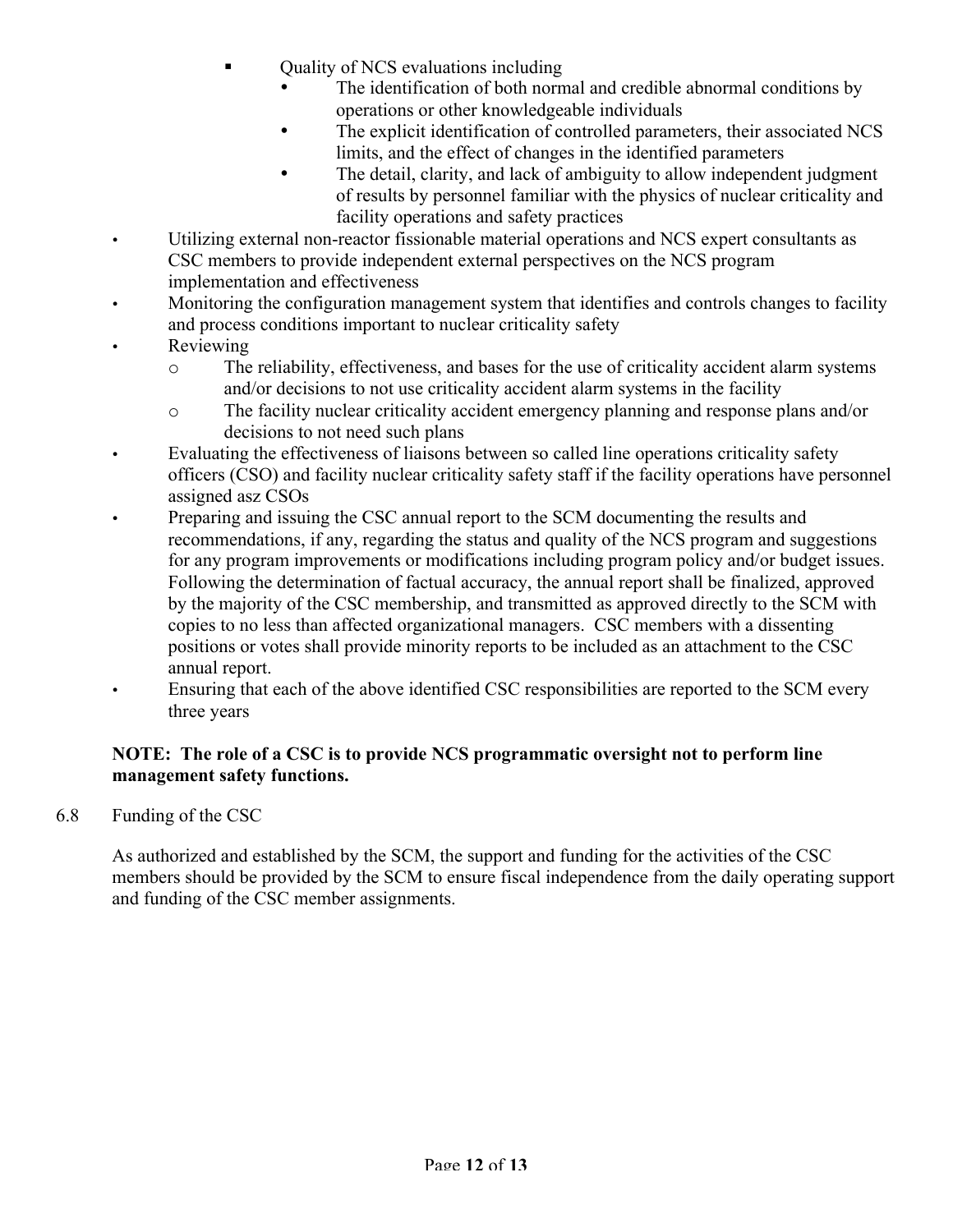- Quality of NCS evaluations including
    - The identification of both normal and credible abnormal conditions by operations or other knowledgeable individuals
    - The explicit identification of controlled parameters, their associated NCS limits, and the effect of changes in the identified parameters
    - The detail, clarity, and lack of ambiguity to allow independent judgment of results by personnel familiar with the physics of nuclear criticality and facility operations and safety practices
- Utilizing external non-reactor fissionable material operations and NCS expert consultants as CSC members to provide independent external perspectives on the NCS program implementation and effectiveness
- Monitoring the configuration management system that identifies and controls changes to facility and process conditions important to nuclear criticality safety
- Reviewing
  - The reliability, effectiveness, and bases for the use of criticality accident alarm systems and/or decisions to not use criticality accident alarm systems in the facility
  - The facility nuclear criticality accident emergency planning and response plans and/or decisions to not need such plans
- Evaluating the effectiveness of liaisons between so called line operations criticality safety officers (CSO) and facility nuclear criticality safety staff if the facility operations have personnel assigned asz CSOs
- Preparing and issuing the CSC annual report to the SCM documenting the results and recommendations, if any, regarding the status and quality of the NCS program and suggestions for any program improvements or modifications including program policy and/or budget issues. Following the determination of factual accuracy, the annual report shall be finalized, approved by the majority of the CSC membership, and transmitted as approved directly to the SCM with copies to no less than affected organizational managers. CSC members with a dissenting positions or votes shall provide minority reports to be included as an attachment to the CSC annual report.
- Ensuring that each of the above identified CSC responsibilities are reported to the SCM every three years

**NOTE: The role of a CSC is to provide NCS programmatic oversight not to perform line management safety functions.**

6.8 Funding of the CSC

As authorized and established by the SCM, the support and funding for the activities of the CSC members should be provided by the SCM to ensure fiscal independence from the daily operating support and funding of the CSC member assignments.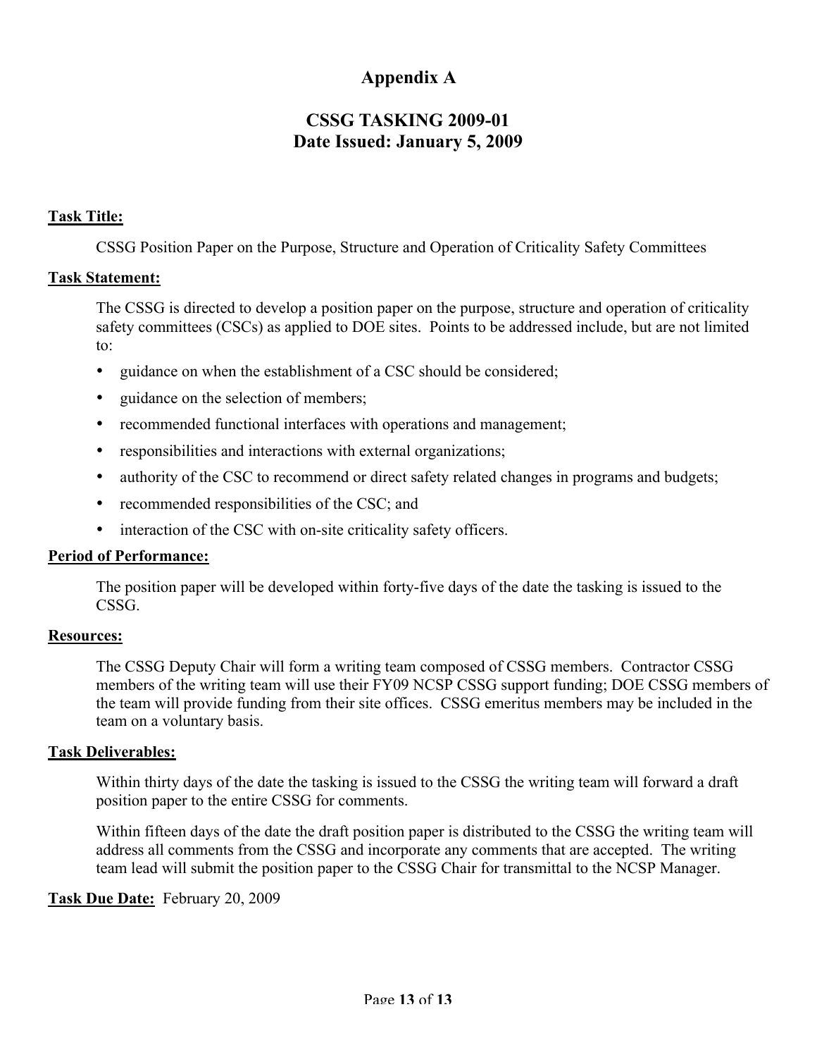# Appendix A

## CSSG TASKING 2009-01
## Date Issued: January 5, 2009

**Task Title:**

CSSG Position Paper on the Purpose, Structure and Operation of Criticality Safety Committees

**Task Statement:**

The CSSG is directed to develop a position paper on the purpose, structure and operation of criticality safety committees (CSCs) as applied to DOE sites. Points to be addressed include, but are not limited to:

- guidance on when the establishment of a CSC should be considered;
- guidance on the selection of members;
- recommended functional interfaces with operations and management;
- responsibilities and interactions with external organizations;
- authority of the CSC to recommend or direct safety related changes in programs and budgets;
- recommended responsibilities of the CSC; and
- interaction of the CSC with on-site criticality safety officers.

**Period of Performance:**

The position paper will be developed within forty-five days of the date the tasking is issued to the CSSG.

**Resources:**

The CSSG Deputy Chair will form a writing team composed of CSSG members. Contractor CSSG members of the writing team will use their FY09 NCSP CSSG support funding; DOE CSSG members of the team will provide funding from their site offices. CSSG emeritus members may be included in the team on a voluntary basis.

**Task Deliverables:**

Within thirty days of the date the tasking is issued to the CSSG the writing team will forward a draft position paper to the entire CSSG for comments.

Within fifteen days of the date the draft position paper is distributed to the CSSG the writing team will address all comments from the CSSG and incorporate any comments that are accepted. The writing team lead will submit the position paper to the CSSG Chair for transmittal to the NCSP Manager.

**Task Due Date:** February 20, 2009